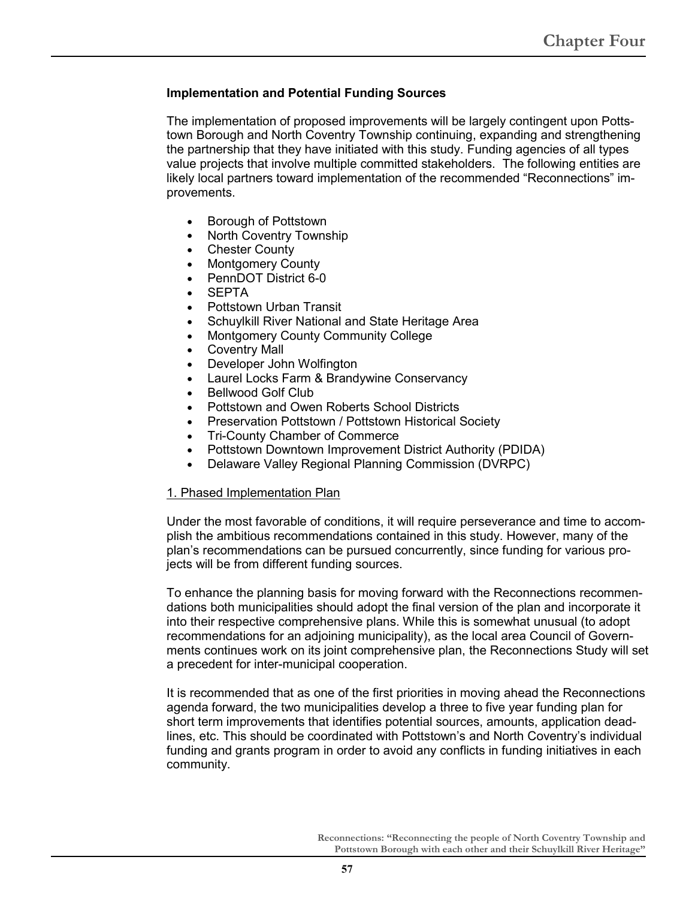### Implementation and Potential Funding Sources

The implementation of proposed improvements will be largely contingent upon Pottstown Borough and North Coventry Township continuing, expanding and strengthening the partnership that they have initiated with this study. Funding agencies of all types value projects that involve multiple committed stakeholders. The following entities are likely local partners toward implementation of the recommended "Reconnections" improvements.

- Borough of Pottstown
- North Coventry Township
- Chester County
- Montgomery County
- PennDOT District 6-0
- SEPTA
- Pottstown Urban Transit
- Schuylkill River National and State Heritage Area
- Montgomery County Community College
- Coventry Mall
- Developer John Wolfington
- Laurel Locks Farm & Brandywine Conservancy
- Bellwood Golf Club
- Pottstown and Owen Roberts School Districts
- Preservation Pottstown / Pottstown Historical Society
- Tri-County Chamber of Commerce
- Pottstown Downtown Improvement District Authority (PDIDA)
- Delaware Valley Regional Planning Commission (DVRPC)

1. Phased Implementation Plan

Under the most favorable of conditions, it will require perseverance and time to accomplish the ambitious recommendations contained in this study. However, many of the plan's recommendations can be pursued concurrently, since funding for various projects will be from different funding sources.

To enhance the planning basis for moving forward with the Reconnections recommendations both municipalities should adopt the final version of the plan and incorporate it into their respective comprehensive plans. While this is somewhat unusual (to adopt recommendations for an adjoining municipality), as the local area Council of Governments continues work on its joint comprehensive plan, the Reconnections Study will set a precedent for inter-municipal cooperation.

It is recommended that as one of the first priorities in moving ahead the Reconnections agenda forward, the two municipalities develop a three to five year funding plan for short term improvements that identifies potential sources, amounts, application deadlines, etc. This should be coordinated with Pottstown's and North Coventry's individual funding and grants program in order to avoid any conflicts in funding initiatives in each community.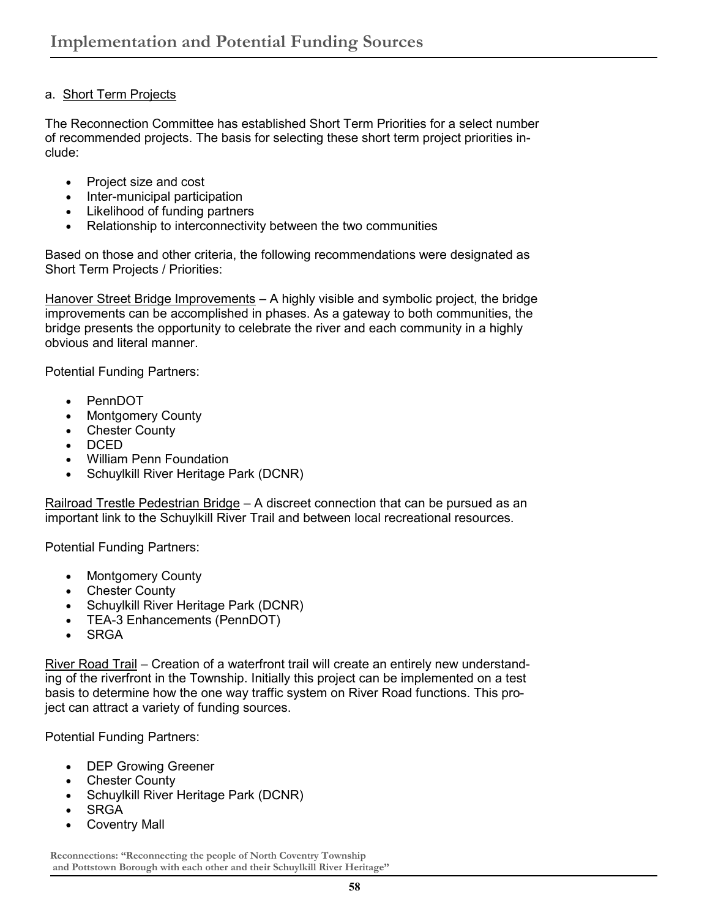# Implementation and Potential Funding Sources

a. Short Term Projects

The Reconnection Committee has established Short Term Priorities for a select number of recommended projects. The basis for selecting these short term project priorities include:

- Project size and cost
- Inter-municipal participation
- Likelihood of funding partners
- Relationship to interconnectivity between the two communities

Based on those and other criteria, the following recommendations were designated as Short Term Projects / Priorities:

Hanover Street Bridge Improvements – A highly visible and symbolic project, the bridge improvements can be accomplished in phases. As a gateway to both communities, the bridge presents the opportunity to celebrate the river and each community in a highly obvious and literal manner.

Potential Funding Partners:

- PennDOT
- Montgomery County
- Chester County
- DCED
- William Penn Foundation
- Schuylkill River Heritage Park (DCNR)

Railroad Trestle Pedestrian Bridge – A discreet connection that can be pursued as an important link to the Schuylkill River Trail and between local recreational resources.

Potential Funding Partners:

- Montgomery County
- Chester County
- Schuylkill River Heritage Park (DCNR)
- TEA-3 Enhancements (PennDOT)
- SRGA

River Road Trail – Creation of a waterfront trail will create an entirely new understanding of the riverfront in the Township. Initially this project can be implemented on a test basis to determine how the one way traffic system on River Road functions. This project can attract a variety of funding sources.

Potential Funding Partners:

- DEP Growing Greener
- Chester County
- Schuylkill River Heritage Park (DCNR)
- SRGA
- Coventry Mall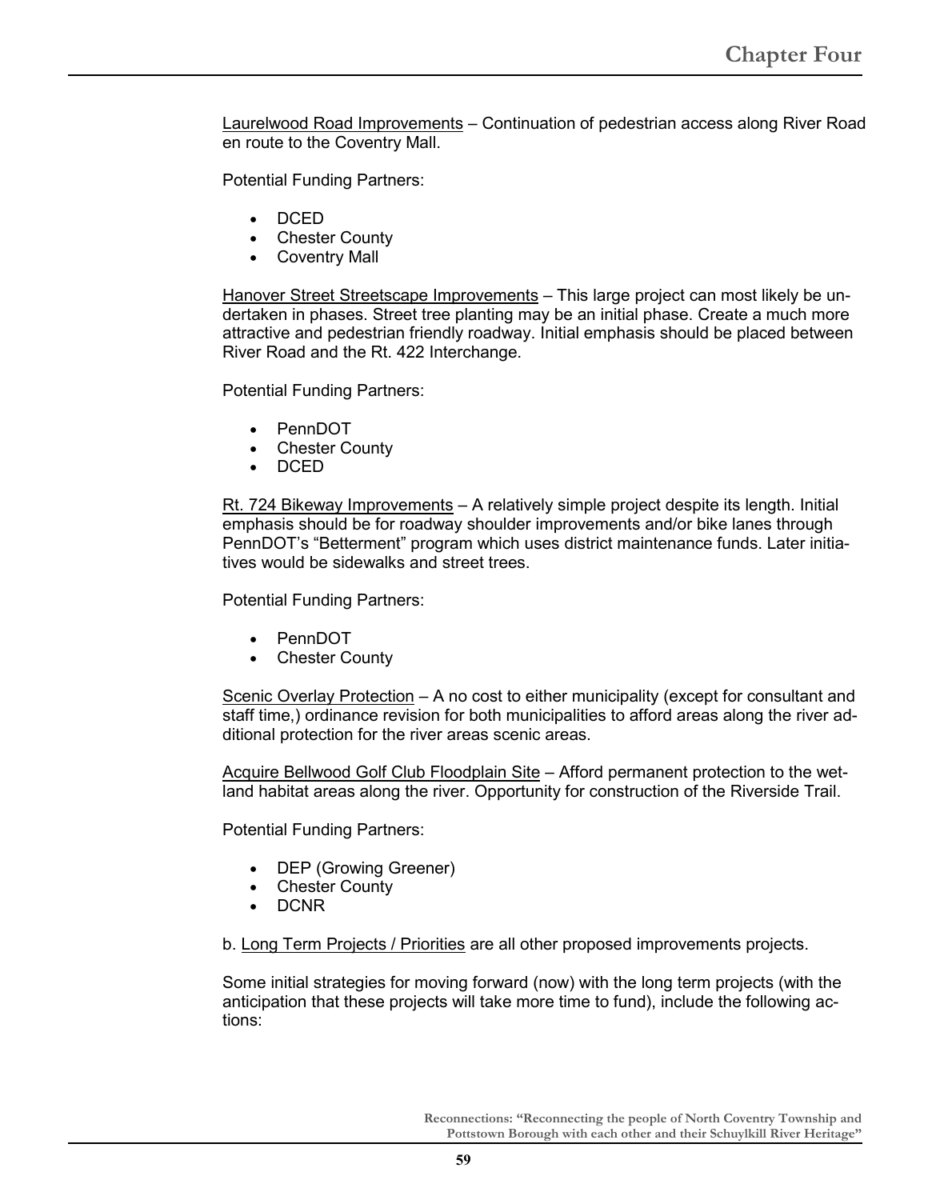Laurelwood Road Improvements – Continuation of pedestrian access along River Road en route to the Coventry Mall.

Potential Funding Partners:

- DCED
- Chester County
- Coventry Mall

Hanover Street Streetscape Improvements – This large project can most likely be undertaken in phases. Street tree planting may be an initial phase. Create a much more attractive and pedestrian friendly roadway. Initial emphasis should be placed between River Road and the Rt. 422 Interchange.

Potential Funding Partners:

- PennDOT
- Chester County
- DCED

Rt. 724 Bikeway Improvements – A relatively simple project despite its length. Initial emphasis should be for roadway shoulder improvements and/or bike lanes through PennDOT's "Betterment" program which uses district maintenance funds. Later initiatives would be sidewalks and street trees.

Potential Funding Partners:

- PennDOT
- Chester County

Scenic Overlay Protection – A no cost to either municipality (except for consultant and staff time,) ordinance revision for both municipalities to afford areas along the river additional protection for the river areas scenic areas.

Acquire Bellwood Golf Club Floodplain Site – Afford permanent protection to the wetland habitat areas along the river. Opportunity for construction of the Riverside Trail.

Potential Funding Partners:

- DEP (Growing Greener)
- Chester County
- DCNR

b. Long Term Projects / Priorities are all other proposed improvements projects.

Some initial strategies for moving forward (now) with the long term projects (with the anticipation that these projects will take more time to fund), include the following actions: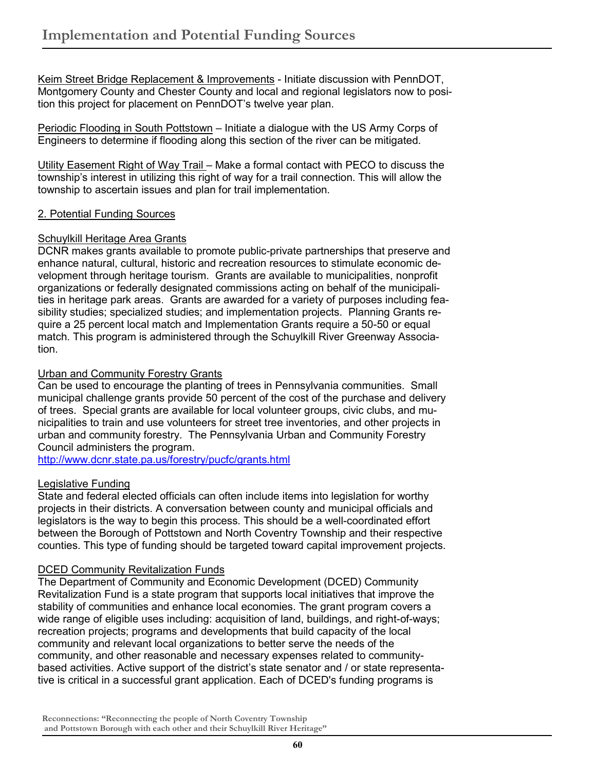Keim Street Bridge Replacement & Improvements - Initiate discussion with PennDOT, Montgomery County and Chester County and local and regional legislators now to position this project for placement on PennDOT's twelve year plan.

Periodic Flooding in South Pottstown – Initiate a dialogue with the US Army Corps of Engineers to determine if flooding along this section of the river can be mitigated.

Utility Easement Right of Way Trail – Make a formal contact with PECO to discuss the township's interest in utilizing this right of way for a trail connection. This will allow the township to ascertain issues and plan for trail implementation.

## 2. Potential Funding Sources

### Schuylkill Heritage Area Grants

DCNR makes grants available to promote public-private partnerships that preserve and enhance natural, cultural, historic and recreation resources to stimulate economic development through heritage tourism. Grants are available to municipalities, nonprofit organizations or federally designated commissions acting on behalf of the municipalities in heritage park areas. Grants are awarded for a variety of purposes including feasibility studies; specialized studies; and implementation projects. Planning Grants require a 25 percent local match and Implementation Grants require a 50-50 or equal match. This program is administered through the Schuylkill River Greenway Association.

### Urban and Community Forestry Grants

Can be used to encourage the planting of trees in Pennsylvania communities. Small municipal challenge grants provide 50 percent of the cost of the purchase and delivery of trees. Special grants are available for local volunteer groups, civic clubs, and municipalities to train and use volunteers for street tree inventories, and other projects in urban and community forestry. The Pennsylvania Urban and Community Forestry Council administers the program.
http://www.dcnr.state.pa.us/forestry/pucfc/grants.html

### Legislative Funding

State and federal elected officials can often include items into legislation for worthy projects in their districts. A conversation between county and municipal officials and legislators is the way to begin this process. This should be a well-coordinated effort between the Borough of Pottstown and North Coventry Township and their respective counties. This type of funding should be targeted toward capital improvement projects.

### DCED Community Revitalization Funds

The Department of Community and Economic Development (DCED) Community Revitalization Fund is a state program that supports local initiatives that improve the stability of communities and enhance local economies. The grant program covers a wide range of eligible uses including: acquisition of land, buildings, and right-of-ways; recreation projects; programs and developments that build capacity of the local community and relevant local organizations to better serve the needs of the community, and other reasonable and necessary expenses related to community-based activities. Active support of the district's state senator and / or state representative is critical in a successful grant application. Each of DCED's funding programs is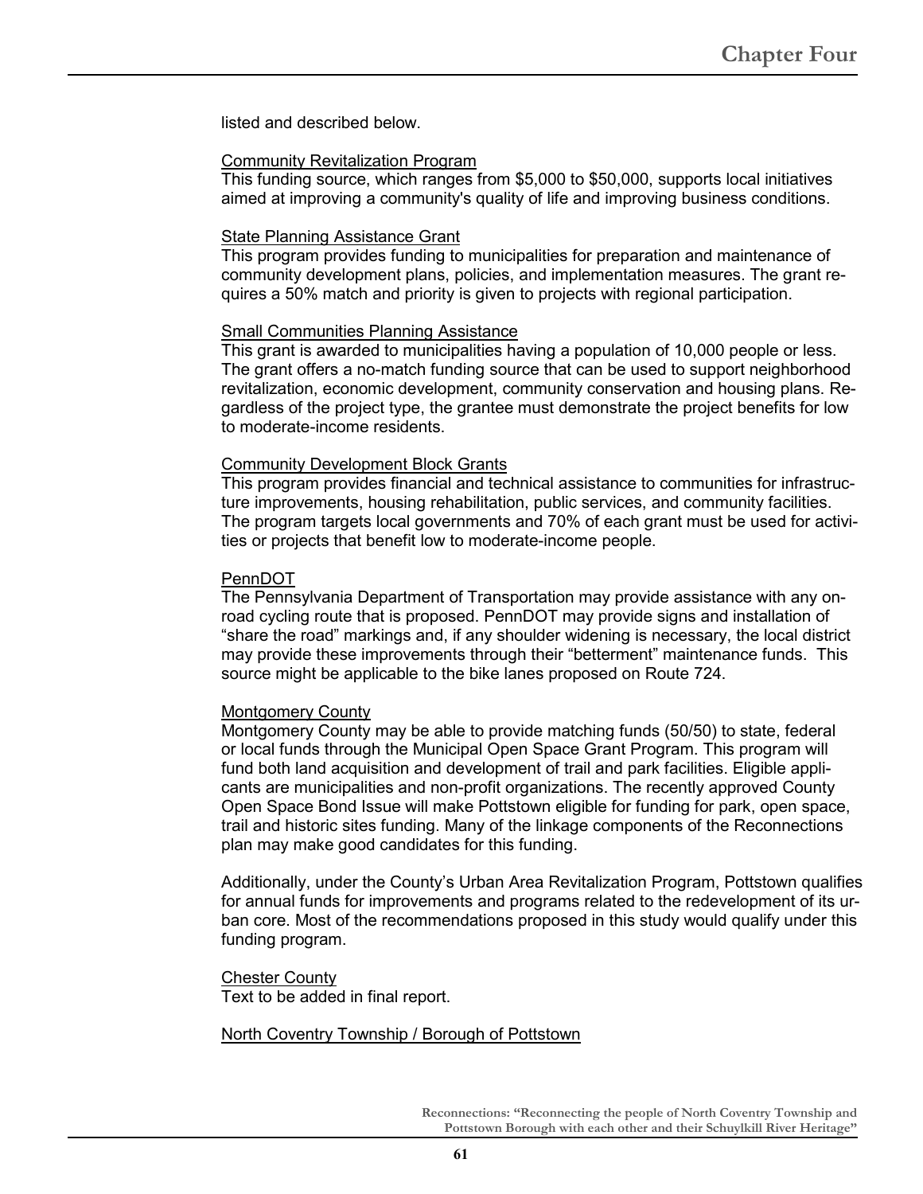listed and described below.

Community Revitalization Program

This funding source, which ranges from $5,000 to $50,000, supports local initiatives aimed at improving a community's quality of life and improving business conditions.

State Planning Assistance Grant

This program provides funding to municipalities for preparation and maintenance of community development plans, policies, and implementation measures. The grant requires a 50% match and priority is given to projects with regional participation.

Small Communities Planning Assistance

This grant is awarded to municipalities having a population of 10,000 people or less. The grant offers a no-match funding source that can be used to support neighborhood revitalization, economic development, community conservation and housing plans. Regardless of the project type, the grantee must demonstrate the project benefits for low to moderate-income residents.

Community Development Block Grants

This program provides financial and technical assistance to communities for infrastructure improvements, housing rehabilitation, public services, and community facilities. The program targets local governments and 70% of each grant must be used for activities or projects that benefit low to moderate-income people.

PennDOT

The Pennsylvania Department of Transportation may provide assistance with any on-road cycling route that is proposed. PennDOT may provide signs and installation of "share the road" markings and, if any shoulder widening is necessary, the local district may provide these improvements through their "betterment" maintenance funds. This source might be applicable to the bike lanes proposed on Route 724.

Montgomery County

Montgomery County may be able to provide matching funds (50/50) to state, federal or local funds through the Municipal Open Space Grant Program. This program will fund both land acquisition and development of trail and park facilities. Eligible applicants are municipalities and non-profit organizations. The recently approved County Open Space Bond Issue will make Pottstown eligible for funding for park, open space, trail and historic sites funding. Many of the linkage components of the Reconnections plan may make good candidates for this funding.

Additionally, under the County's Urban Area Revitalization Program, Pottstown qualifies for annual funds for improvements and programs related to the redevelopment of its urban core. Most of the recommendations proposed in this study would qualify under this funding program.

Chester County

Text to be added in final report.

North Coventry Township / Borough of Pottstown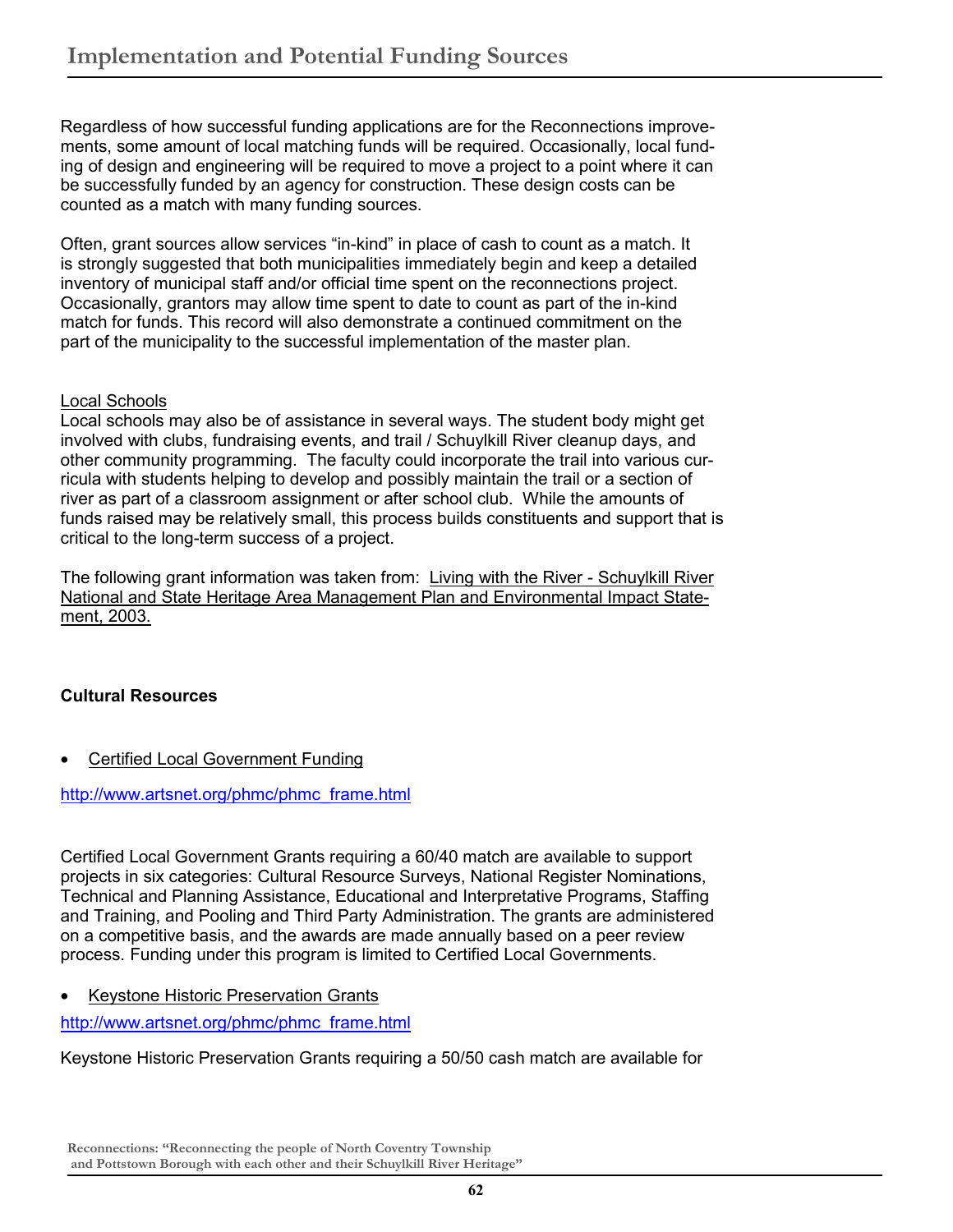Regardless of how successful funding applications are for the Reconnections improvements, some amount of local matching funds will be required. Occasionally, local funding of design and engineering will be required to move a project to a point where it can be successfully funded by an agency for construction. These design costs can be counted as a match with many funding sources.

Often, grant sources allow services "in-kind" in place of cash to count as a match. It is strongly suggested that both municipalities immediately begin and keep a detailed inventory of municipal staff and/or official time spent on the reconnections project. Occasionally, grantors may allow time spent to date to count as part of the in-kind match for funds. This record will also demonstrate a continued commitment on the part of the municipality to the successful implementation of the master plan.

<u>Local Schools</u>

Local schools may also be of assistance in several ways. The student body might get involved with clubs, fundraising events, and trail / Schuylkill River cleanup days, and other community programming. The faculty could incorporate the trail into various curricula with students helping to develop and possibly maintain the trail or a section of river as part of a classroom assignment or after school club. While the amounts of funds raised may be relatively small, this process builds constituents and support that is critical to the long-term success of a project.

The following grant information was taken from: <u>Living with the River - Schuylkill River National and State Heritage Area Management Plan and Environmental Impact Statement, 2003.</u>

**Cultural Resources**

- <u>Certified Local Government Funding</u>

http://www.artsnet.org/phmc/phmc_frame.html

Certified Local Government Grants requiring a 60/40 match are available to support projects in six categories: Cultural Resource Surveys, National Register Nominations, Technical and Planning Assistance, Educational and Interpretative Programs, Staffing and Training, and Pooling and Third Party Administration. The grants are administered on a competitive basis, and the awards are made annually based on a peer review process. Funding under this program is limited to Certified Local Governments.

- <u>Keystone Historic Preservation Grants</u>

http://www.artsnet.org/phmc/phmc_frame.html

Keystone Historic Preservation Grants requiring a 50/50 cash match are available for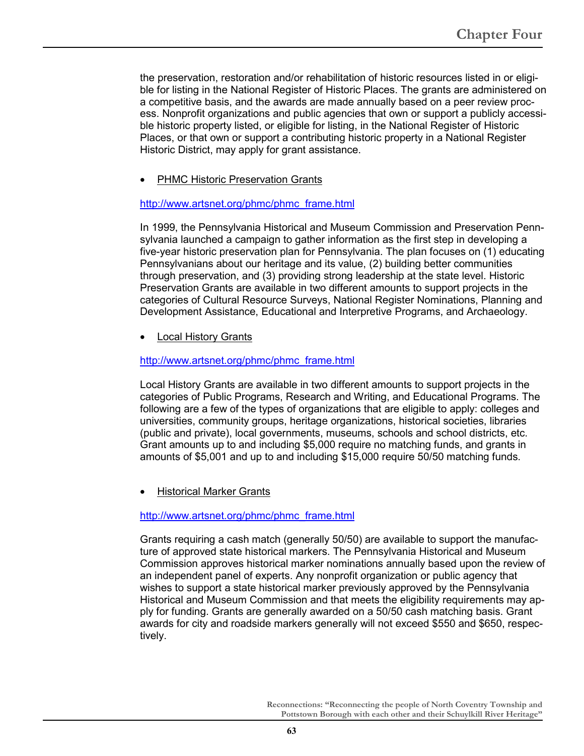the preservation, restoration and/or rehabilitation of historic resources listed in or eligible for listing in the National Register of Historic Places. The grants are administered on a competitive basis, and the awards are made annually based on a peer review process. Nonprofit organizations and public agencies that own or support a publicly accessible historic property listed, or eligible for listing, in the National Register of Historic Places, or that own or support a contributing historic property in a National Register Historic District, may apply for grant assistance.

- PHMC Historic Preservation Grants

http://www.artsnet.org/phmc/phmc_frame.html

In 1999, the Pennsylvania Historical and Museum Commission and Preservation Pennsylvania launched a campaign to gather information as the first step in developing a five-year historic preservation plan for Pennsylvania. The plan focuses on (1) educating Pennsylvanians about our heritage and its value, (2) building better communities through preservation, and (3) providing strong leadership at the state level. Historic Preservation Grants are available in two different amounts to support projects in the categories of Cultural Resource Surveys, National Register Nominations, Planning and Development Assistance, Educational and Interpretive Programs, and Archaeology.

- Local History Grants

http://www.artsnet.org/phmc/phmc_frame.html

Local History Grants are available in two different amounts to support projects in the categories of Public Programs, Research and Writing, and Educational Programs. The following are a few of the types of organizations that are eligible to apply: colleges and universities, community groups, heritage organizations, historical societies, libraries (public and private), local governments, museums, schools and school districts, etc. Grant amounts up to and including $5,000 require no matching funds, and grants in amounts of $5,001 and up to and including $15,000 require 50/50 matching funds.

- Historical Marker Grants

http://www.artsnet.org/phmc/phmc_frame.html

Grants requiring a cash match (generally 50/50) are available to support the manufacture of approved state historical markers. The Pennsylvania Historical and Museum Commission approves historical marker nominations annually based upon the review of an independent panel of experts. Any nonprofit organization or public agency that wishes to support a state historical marker previously approved by the Pennsylvania Historical and Museum Commission and that meets the eligibility requirements may apply for funding. Grants are generally awarded on a 50/50 cash matching basis. Grant awards for city and roadside markers generally will not exceed $550 and $650, respectively.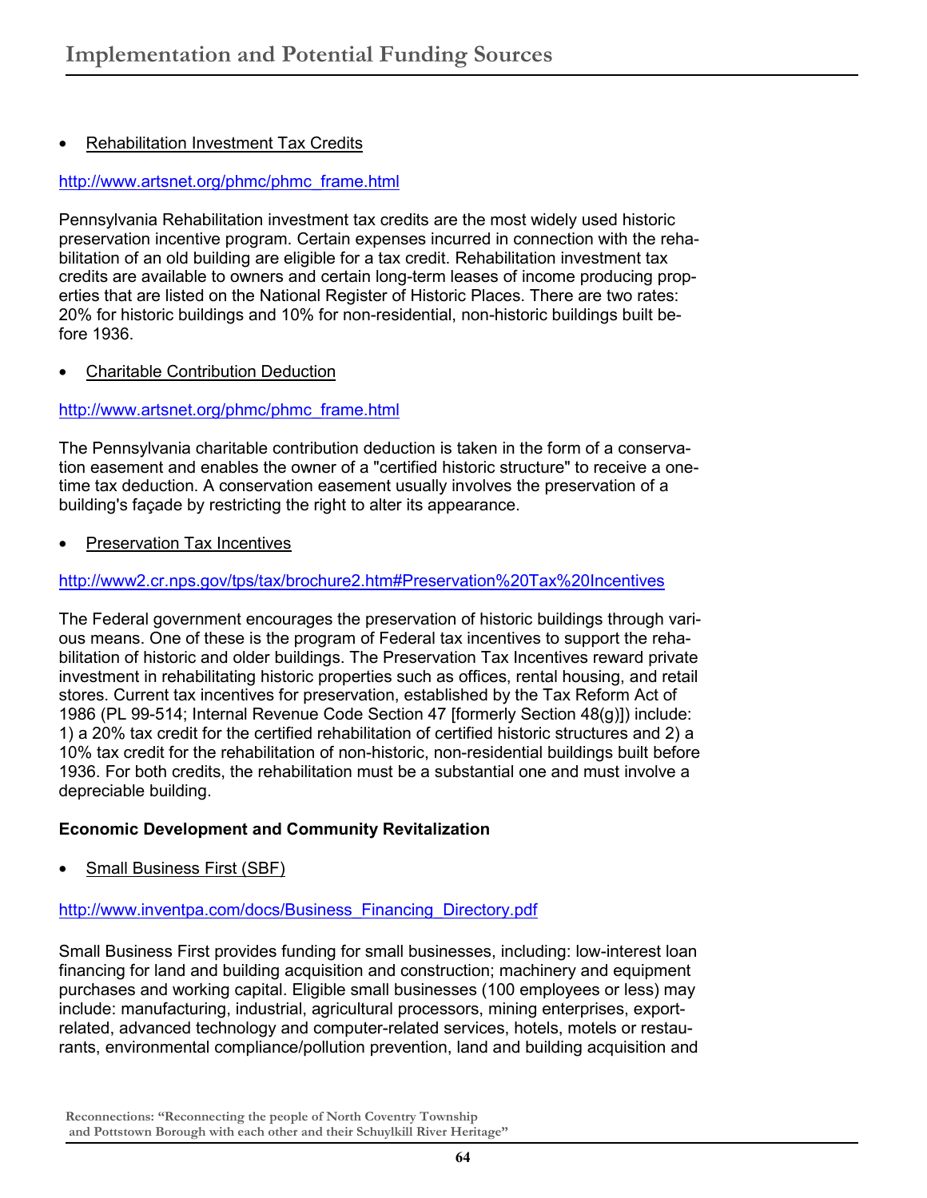- Rehabilitation Investment Tax Credits

http://www.artsnet.org/phmc/phmc_frame.html

Pennsylvania Rehabilitation investment tax credits are the most widely used historic preservation incentive program. Certain expenses incurred in connection with the rehabilitation of an old building are eligible for a tax credit. Rehabilitation investment tax credits are available to owners and certain long-term leases of income producing properties that are listed on the National Register of Historic Places. There are two rates: 20% for historic buildings and 10% for non-residential, non-historic buildings built before 1936.

- Charitable Contribution Deduction

http://www.artsnet.org/phmc/phmc_frame.html

The Pennsylvania charitable contribution deduction is taken in the form of a conservation easement and enables the owner of a "certified historic structure" to receive a one-time tax deduction. A conservation easement usually involves the preservation of a building's façade by restricting the right to alter its appearance.

- Preservation Tax Incentives

http://www2.cr.nps.gov/tps/tax/brochure2.htm#Preservation%20Tax%20Incentives

The Federal government encourages the preservation of historic buildings through various means. One of these is the program of Federal tax incentives to support the rehabilitation of historic and older buildings. The Preservation Tax Incentives reward private investment in rehabilitating historic properties such as offices, rental housing, and retail stores. Current tax incentives for preservation, established by the Tax Reform Act of 1986 (PL 99-514; Internal Revenue Code Section 47 [formerly Section 48(g)]) include: 1) a 20% tax credit for the certified rehabilitation of certified historic structures and 2) a 10% tax credit for the rehabilitation of non-historic, non-residential buildings built before 1936. For both credits, the rehabilitation must be a substantial one and must involve a depreciable building.

**Economic Development and Community Revitalization**

- Small Business First (SBF)

http://www.inventpa.com/docs/Business_Financing_Directory.pdf

Small Business First provides funding for small businesses, including: low-interest loan financing for land and building acquisition and construction; machinery and equipment purchases and working capital. Eligible small businesses (100 employees or less) may include: manufacturing, industrial, agricultural processors, mining enterprises, export-related, advanced technology and computer-related services, hotels, motels or restaurants, environmental compliance/pollution prevention, land and building acquisition and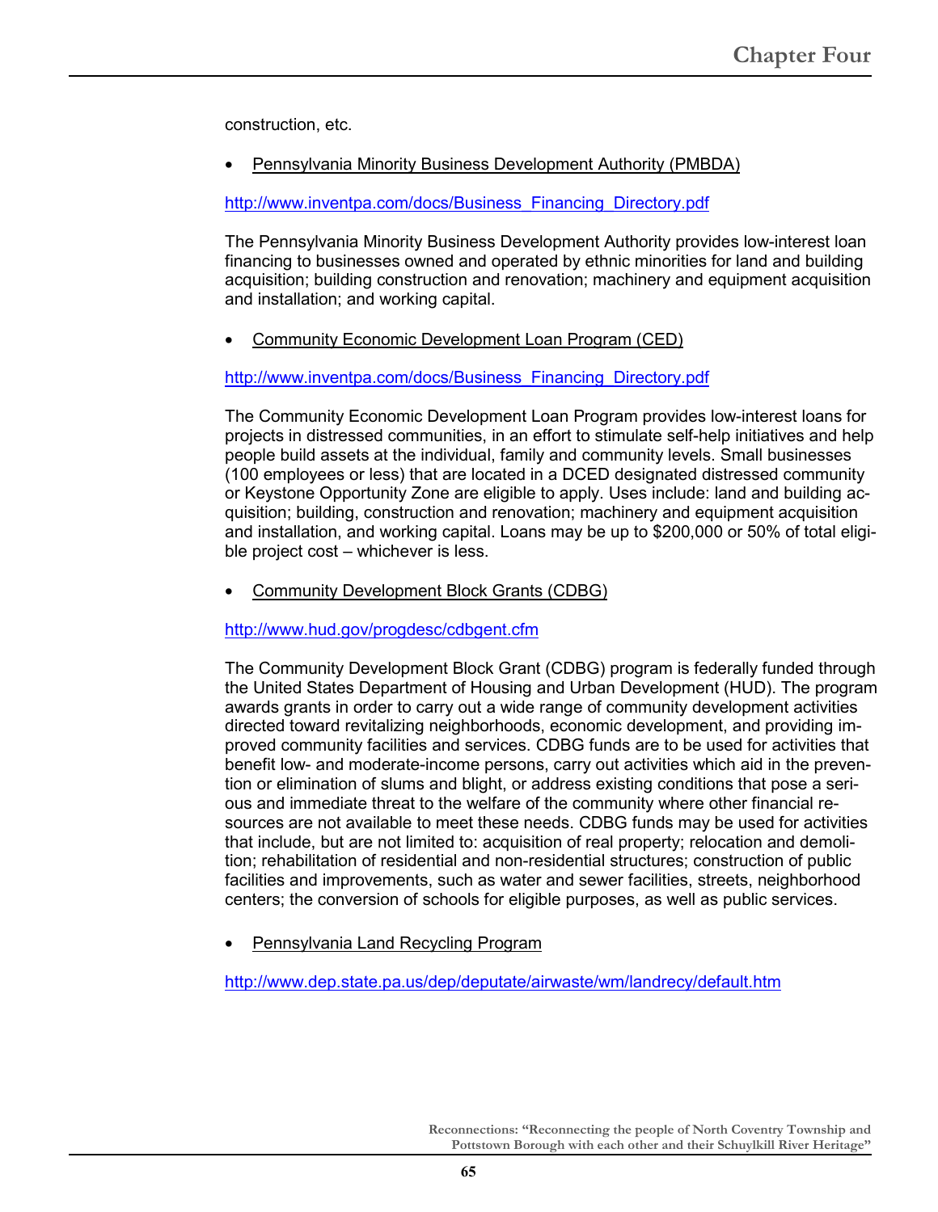construction, etc.

- Pennsylvania Minority Business Development Authority (PMBDA)

http://www.inventpa.com/docs/Business_Financing_Directory.pdf

The Pennsylvania Minority Business Development Authority provides low-interest loan financing to businesses owned and operated by ethnic minorities for land and building acquisition; building construction and renovation; machinery and equipment acquisition and installation; and working capital.

- Community Economic Development Loan Program (CED)

http://www.inventpa.com/docs/Business_Financing_Directory.pdf

The Community Economic Development Loan Program provides low-interest loans for projects in distressed communities, in an effort to stimulate self-help initiatives and help people build assets at the individual, family and community levels. Small businesses (100 employees or less) that are located in a DCED designated distressed community or Keystone Opportunity Zone are eligible to apply. Uses include: land and building acquisition; building, construction and renovation; machinery and equipment acquisition and installation, and working capital. Loans may be up to $200,000 or 50% of total eligible project cost – whichever is less.

- Community Development Block Grants (CDBG)

http://www.hud.gov/progdesc/cdbgent.cfm

The Community Development Block Grant (CDBG) program is federally funded through the United States Department of Housing and Urban Development (HUD). The program awards grants in order to carry out a wide range of community development activities directed toward revitalizing neighborhoods, economic development, and providing improved community facilities and services. CDBG funds are to be used for activities that benefit low- and moderate-income persons, carry out activities which aid in the prevention or elimination of slums and blight, or address existing conditions that pose a serious and immediate threat to the welfare of the community where other financial resources are not available to meet these needs. CDBG funds may be used for activities that include, but are not limited to: acquisition of real property; relocation and demolition; rehabilitation of residential and non-residential structures; construction of public facilities and improvements, such as water and sewer facilities, streets, neighborhood centers; the conversion of schools for eligible purposes, as well as public services.

- Pennsylvania Land Recycling Program

http://www.dep.state.pa.us/dep/deputate/airwaste/wm/landrecy/default.htm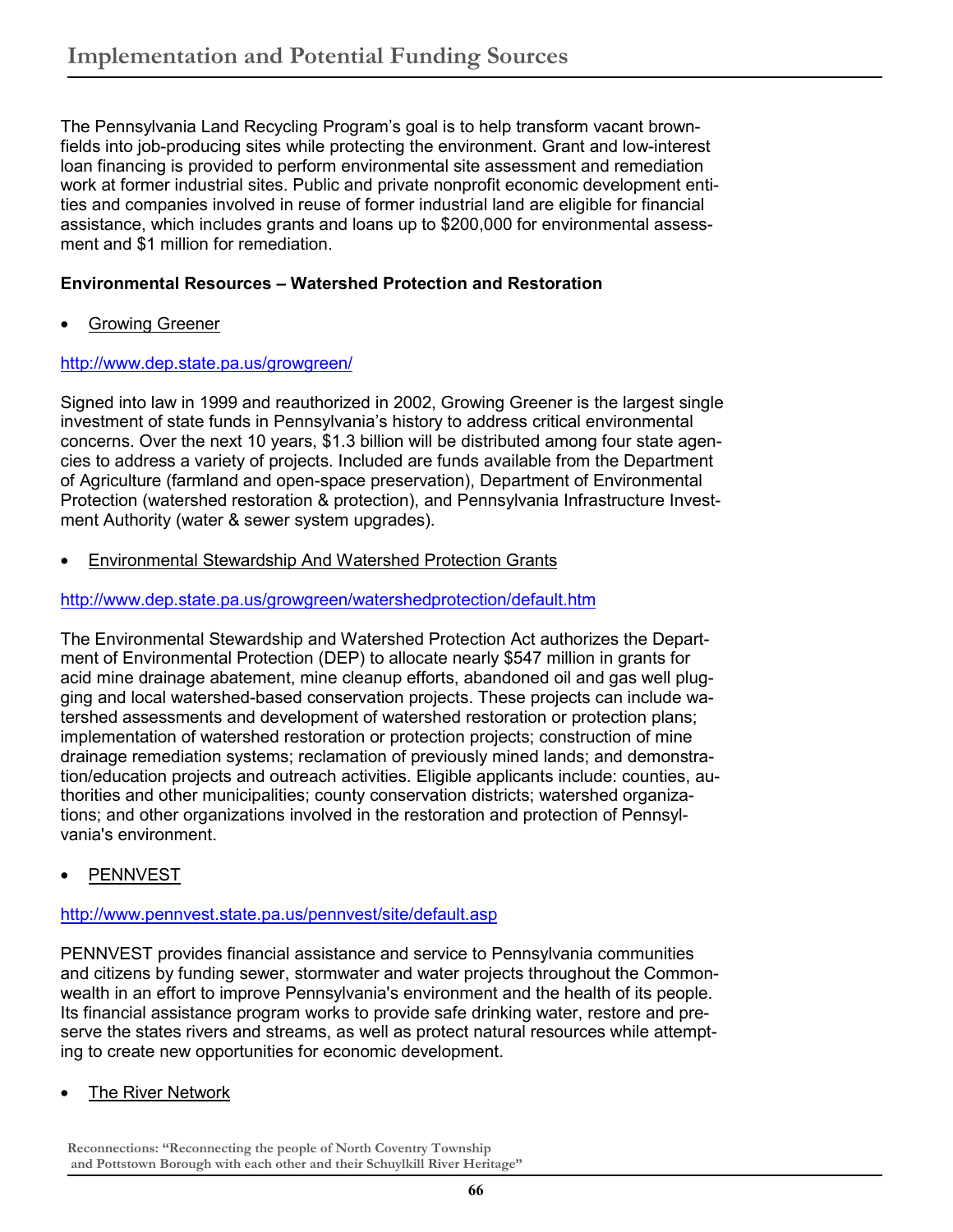The Pennsylvania Land Recycling Program's goal is to help transform vacant brownfields into job-producing sites while protecting the environment. Grant and low-interest loan financing is provided to perform environmental site assessment and remediation work at former industrial sites. Public and private nonprofit economic development entities and companies involved in reuse of former industrial land are eligible for financial assistance, which includes grants and loans up to $200,000 for environmental assessment and $1 million for remediation.

**Environmental Resources – Watershed Protection and Restoration**

- Growing Greener

http://www.dep.state.pa.us/growgreen/

Signed into law in 1999 and reauthorized in 2002, Growing Greener is the largest single investment of state funds in Pennsylvania's history to address critical environmental concerns. Over the next 10 years, $1.3 billion will be distributed among four state agencies to address a variety of projects. Included are funds available from the Department of Agriculture (farmland and open-space preservation), Department of Environmental Protection (watershed restoration & protection), and Pennsylvania Infrastructure Investment Authority (water & sewer system upgrades).

- Environmental Stewardship And Watershed Protection Grants

http://www.dep.state.pa.us/growgreen/watershedprotection/default.htm

The Environmental Stewardship and Watershed Protection Act authorizes the Department of Environmental Protection (DEP) to allocate nearly $547 million in grants for acid mine drainage abatement, mine cleanup efforts, abandoned oil and gas well plugging and local watershed-based conservation projects. These projects can include watershed assessments and development of watershed restoration or protection plans; implementation of watershed restoration or protection projects; construction of mine drainage remediation systems; reclamation of previously mined lands; and demonstration/education projects and outreach activities. Eligible applicants include: counties, authorities and other municipalities; county conservation districts; watershed organizations; and other organizations involved in the restoration and protection of Pennsylvania's environment.

- PENNVEST

http://www.pennvest.state.pa.us/pennvest/site/default.asp

PENNVEST provides financial assistance and service to Pennsylvania communities and citizens by funding sewer, stormwater and water projects throughout the Commonwealth in an effort to improve Pennsylvania's environment and the health of its people. Its financial assistance program works to provide safe drinking water, restore and preserve the states rivers and streams, as well as protect natural resources while attempting to create new opportunities for economic development.

- The River Network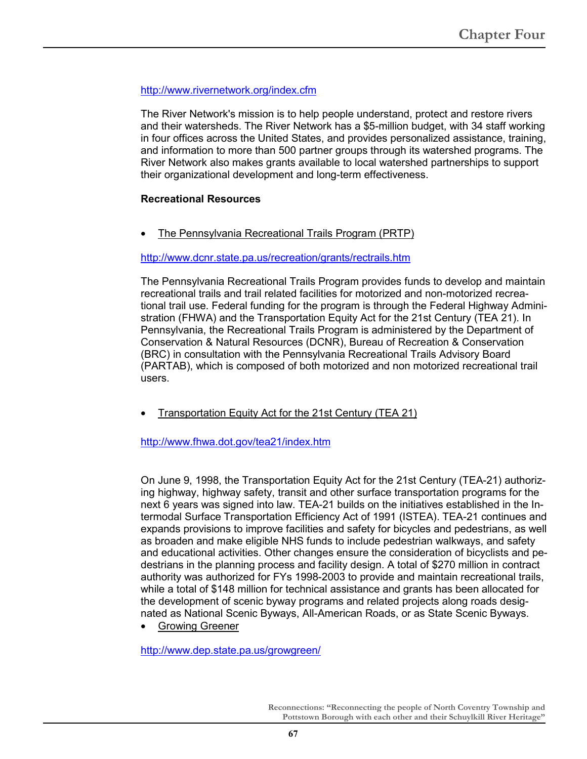http://www.rivernetwork.org/index.cfm

The River Network's mission is to help people understand, protect and restore rivers and their watersheds. The River Network has a $5-million budget, with 34 staff working in four offices across the United States, and provides personalized assistance, training, and information to more than 500 partner groups through its watershed programs. The River Network also makes grants available to local watershed partnerships to support their organizational development and long-term effectiveness.

**Recreational Resources**

- The Pennsylvania Recreational Trails Program (PRTP)

http://www.dcnr.state.pa.us/recreation/grants/rectrails.htm

The Pennsylvania Recreational Trails Program provides funds to develop and maintain recreational trails and trail related facilities for motorized and non-motorized recreational trail use. Federal funding for the program is through the Federal Highway Administration (FHWA) and the Transportation Equity Act for the 21st Century (TEA 21). In Pennsylvania, the Recreational Trails Program is administered by the Department of Conservation & Natural Resources (DCNR), Bureau of Recreation & Conservation (BRC) in consultation with the Pennsylvania Recreational Trails Advisory Board (PARTAB), which is composed of both motorized and non motorized recreational trail users.

- Transportation Equity Act for the 21st Century (TEA 21)

http://www.fhwa.dot.gov/tea21/index.htm

On June 9, 1998, the Transportation Equity Act for the 21st Century (TEA-21) authorizing highway, highway safety, transit and other surface transportation programs for the next 6 years was signed into law. TEA-21 builds on the initiatives established in the Intermodal Surface Transportation Efficiency Act of 1991 (ISTEA). TEA-21 continues and expands provisions to improve facilities and safety for bicycles and pedestrians, as well as broaden and make eligible NHS funds to include pedestrian walkways, and safety and educational activities. Other changes ensure the consideration of bicyclists and pedestrians in the planning process and facility design. A total of $270 million in contract authority was authorized for FYs 1998-2003 to provide and maintain recreational trails, while a total of $148 million for technical assistance and grants has been allocated for the development of scenic byway programs and related projects along roads designated as National Scenic Byways, All-American Roads, or as State Scenic Byways.

- Growing Greener

http://www.dep.state.pa.us/growgreen/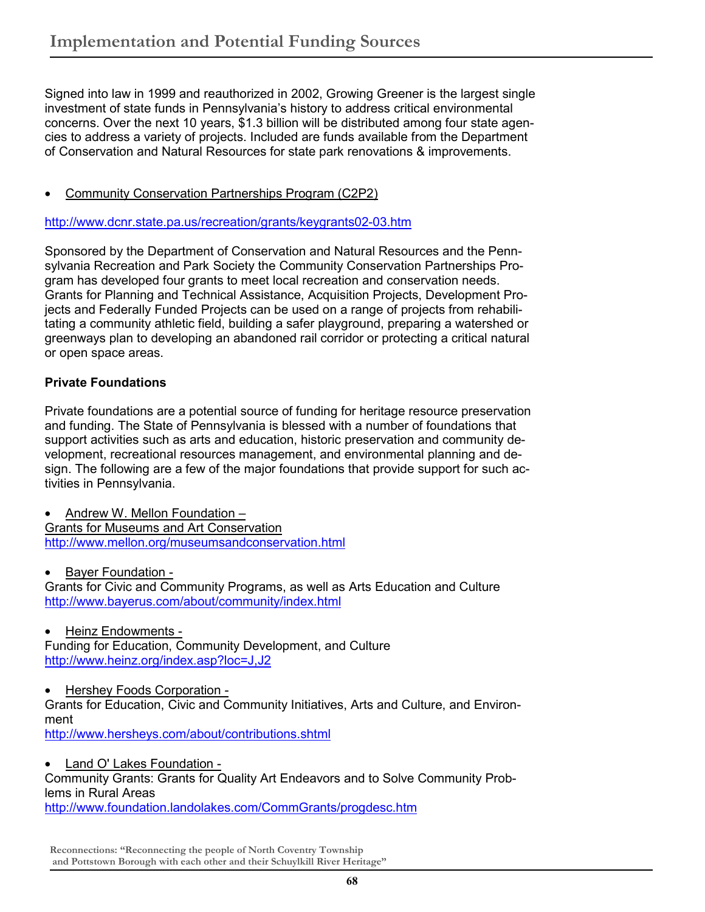Signed into law in 1999 and reauthorized in 2002, Growing Greener is the largest single investment of state funds in Pennsylvania's history to address critical environmental concerns. Over the next 10 years, $1.3 billion will be distributed among four state agencies to address a variety of projects. Included are funds available from the Department of Conservation and Natural Resources for state park renovations & improvements.

- Community Conservation Partnerships Program (C2P2)

http://www.dcnr.state.pa.us/recreation/grants/keygrants02-03.htm

Sponsored by the Department of Conservation and Natural Resources and the Pennsylvania Recreation and Park Society the Community Conservation Partnerships Program has developed four grants to meet local recreation and conservation needs. Grants for Planning and Technical Assistance, Acquisition Projects, Development Projects and Federally Funded Projects can be used on a range of projects from rehabilitating a community athletic field, building a safer playground, preparing a watershed or greenways plan to developing an abandoned rail corridor or protecting a critical natural or open space areas.

**Private Foundations**

Private foundations are a potential source of funding for heritage resource preservation and funding. The State of Pennsylvania is blessed with a number of foundations that support activities such as arts and education, historic preservation and community development, recreational resources management, and environmental planning and design. The following are a few of the major foundations that provide support for such activities in Pennsylvania.

- Andrew W. Mellon Foundation –
Grants for Museums and Art Conservation
http://www.mellon.org/museumsandconservation.html

- Bayer Foundation -
Grants for Civic and Community Programs, as well as Arts Education and Culture
http://www.bayerus.com/about/community/index.html

- Heinz Endowments -
Funding for Education, Community Development, and Culture
http://www.heinz.org/index.asp?loc=J,J2

- Hershey Foods Corporation -
Grants for Education, Civic and Community Initiatives, Arts and Culture, and Environment
http://www.hersheys.com/about/contributions.shtml

- Land O' Lakes Foundation -
Community Grants: Grants for Quality Art Endeavors and to Solve Community Problems in Rural Areas
http://www.foundation.landolakes.com/CommGrants/progdesc.htm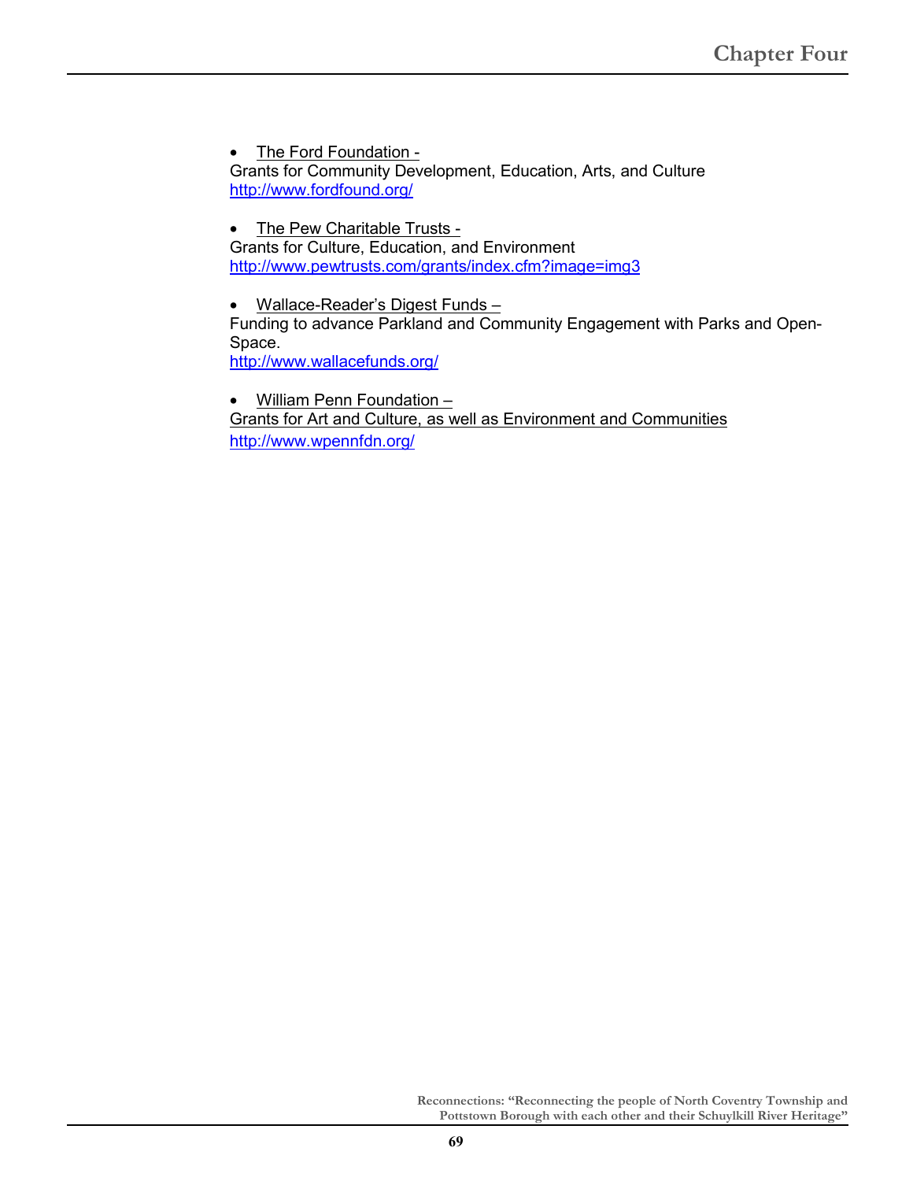- The Ford Foundation -

Grants for Community Development, Education, Arts, and Culture
http://www.fordfound.org/

- The Pew Charitable Trusts -

Grants for Culture, Education, and Environment
http://www.pewtrusts.com/grants/index.cfm?image=img3

- Wallace-Reader's Digest Funds –

Funding to advance Parkland and Community Engagement with Parks and Open-Space.
http://www.wallacefunds.org/

- William Penn Foundation –

Grants for Art and Culture, as well as Environment and Communities
http://www.wpennfdn.org/